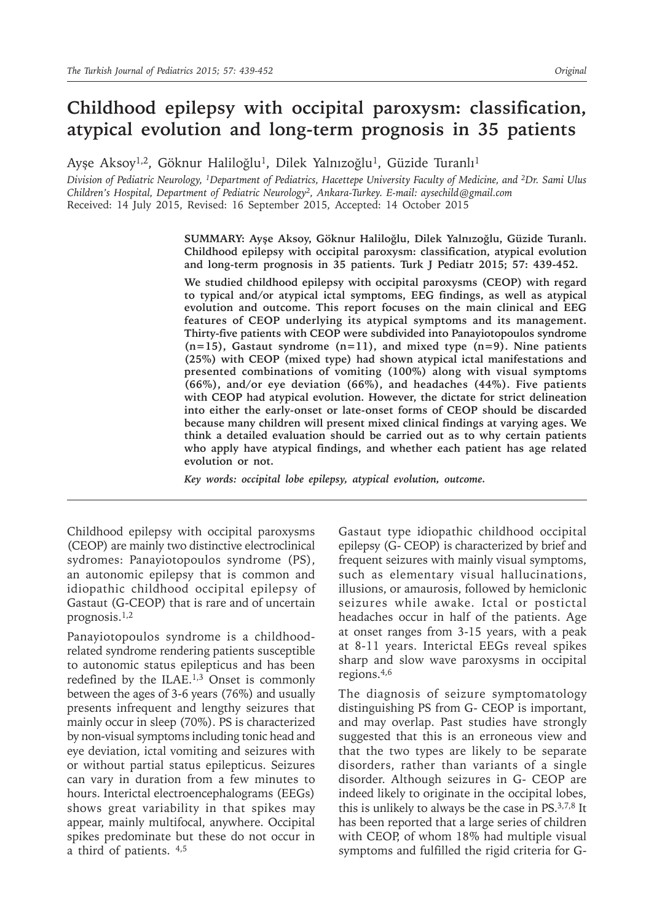# Childhood epilepsy with occipital paroxysm: classification, atypical evolution and long-term prognosis in 35 patients

Ayşe Aksoy[1,2], Göknur Haliloğlu[1], Dilek Yalnızoğlu[1], Güzide Turanlı[1]

*Division of Pediatric Neurology, [1]Department of Pediatrics, Hacettepe University Faculty of Medicine, and [2]Dr. Sami Ulus Children's Hospital, Department of Pediatric Neurology[2], Ankara-Turkey. E-mail: aysechild@gmail.com*
Received: 14 July 2015, Revised: 16 September 2015, Accepted: 14 October 2015

**SUMMARY: Ayşe Aksoy, Göknur Haliloğlu, Dilek Yalnızoğlu, Güzide Turanlı. Childhood epilepsy with occipital paroxysm: classification, atypical evolution and long-term prognosis in 35 patients. Turk J Pediatr 2015; 57: 439-452.**

**We studied childhood epilepsy with occipital paroxysms (CEOP) with regard to typical and/or atypical ictal symptoms, EEG findings, as well as atypical evolution and outcome. This report focuses on the main clinical and EEG features of CEOP underlying its atypical symptoms and its management. Thirty-five patients with CEOP were subdivided into Panayiotopoulos syndrome (n=15), Gastaut syndrome (n=11), and mixed type (n=9). Nine patients (25%) with CEOP (mixed type) had shown atypical ictal manifestations and presented combinations of vomiting (100%) along with visual symptoms (66%), and/or eye deviation (66%), and headaches (44%). Five patients with CEOP had atypical evolution. However, the dictate for strict delineation into either the early-onset or late-onset forms of CEOP should be discarded because many children will present mixed clinical findings at varying ages. We think a detailed evaluation should be carried out as to why certain patients who apply have atypical findings, and whether each patient has age related evolution or not.**

***Key words: occipital lobe epilepsy, atypical evolution, outcome.***

---

Childhood epilepsy with occipital paroxysms (CEOP) are mainly two distinctive electroclinical sydromes: Panayiotopoulos syndrome (PS), an autonomic epilepsy that is common and idiopathic childhood occipital epilepsy of Gastaut (G-CEOP) that is rare and of uncertain prognosis.[1,2]

Panayiotopoulos syndrome is a childhood-related syndrome rendering patients susceptible to autonomic status epilepticus and has been redefined by the ILAE.[1,3] Onset is commonly between the ages of 3-6 years (76%) and usually presents infrequent and lengthy seizures that mainly occur in sleep (70%). PS is characterized by non-visual symptoms including tonic head and eye deviation, ictal vomiting and seizures with or without partial status epilepticus. Seizures can vary in duration from a few minutes to hours. Interictal electroencephalograms (EEGs) shows great variability in that spikes may appear, mainly multifocal, anywhere. Occipital spikes predominate but these do not occur in a third of patients. [4,5]

Gastaut type idiopathic childhood occipital epilepsy (G- CEOP) is characterized by brief and frequent seizures with mainly visual symptoms, such as elementary visual hallucinations, illusions, or amaurosis, followed by hemiclonic seizures while awake. Ictal or postictal headaches occur in half of the patients. Age at onset ranges from 3-15 years, with a peak at 8-11 years. Interictal EEGs reveal spikes sharp and slow wave paroxysms in occipital regions.[4,6]

The diagnosis of seizure symptomatology distinguishing PS from G- CEOP is important, and may overlap. Past studies have strongly suggested that this is an erroneous view and that the two types are likely to be separate disorders, rather than variants of a single disorder. Although seizures in G- CEOP are indeed likely to originate in the occipital lobes, this is unlikely to always be the case in PS.[3,7,8] It has been reported that a large series of children with CEOP, of whom 18% had multiple visual symptoms and fulfilled the rigid criteria for G-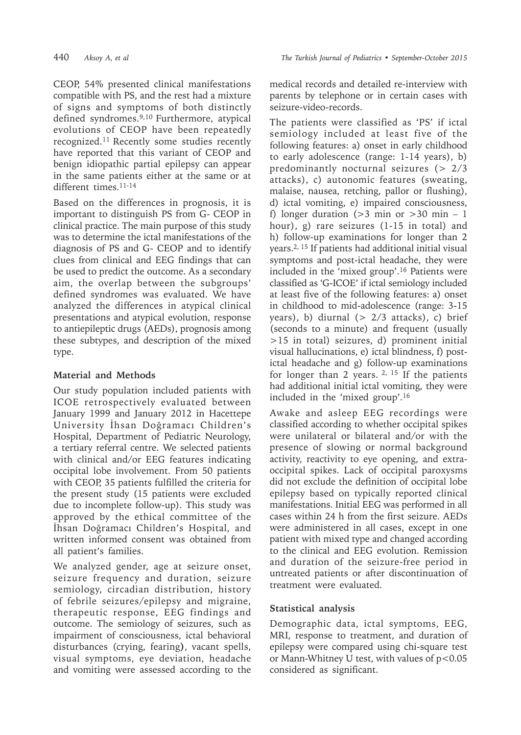CEOP, 54% presented clinical manifestations compatible with PS, and the rest had a mixture of signs and symptoms of both distinctly defined syndromes.[9,10] Furthermore, atypical evolutions of CEOP have been repeatedly recognized.[11] Recently some studies recently have reported that this variant of CEOP and benign idiopathic partial epilepsy can appear in the same patients either at the same or at different times.[11-14]

Based on the differences in prognosis, it is important to distinguish PS from G- CEOP in clinical practice. The main purpose of this study was to determine the ictal manifestations of the diagnosis of PS and G- CEOP and to identify clues from clinical and EEG findings that can be used to predict the outcome. As a secondary aim, the overlap between the subgroups' defined syndromes was evaluated. We have analyzed the differences in atypical clinical presentations and atypical evolution, response to antiepileptic drugs (AEDs), prognosis among these subtypes, and description of the mixed type.

## Material and Methods

Our study population included patients with ICOE retrospectively evaluated between January 1999 and January 2012 in Hacettepe University İhsan Doğramacı Children's Hospital, Department of Pediatric Neurology, a tertiary referral centre. We selected patients with clinical and/or EEG features indicating occipital lobe involvement. From 50 patients with CEOP, 35 patients fulfilled the criteria for the present study (15 patients were excluded due to incomplete follow-up). This study was approved by the ethical committee of the İhsan Doğramacı Children's Hospital, and written informed consent was obtained from all patient's families.

We analyzed gender, age at seizure onset, seizure frequency and duration, seizure semiology, circadian distribution, history of febrile seizures/epilepsy and migraine, therapeutic response, EEG findings and outcome. The semiology of seizures, such as impairment of consciousness, ictal behavioral disturbances (crying, fearing), vacant spells, visual symptoms, eye deviation, headache and vomiting were assessed according to the medical records and detailed re-interview with parents by telephone or in certain cases with seizure-video-records.

The patients were classified as 'PS' if ictal semiology included at least five of the following features: a) onset in early childhood to early adolescence (range: 1-14 years), b) predominantly nocturnal seizures (> 2/3 attacks), c) autonomic features (sweating, malaise, nausea, retching, pallor or flushing), d) ictal vomiting, e) impaired consciousness, f) longer duration (>3 min or >30 min – 1 hour), g) rare seizures (1-15 in total) and h) follow-up examinations for longer than 2 years.[2, 15] If patients had additional initial visual symptoms and post-ictal headache, they were included in the 'mixed group'.[16] Patients were classified as 'G-ICOE' if ictal semiology included at least five of the following features: a) onset in childhood to mid-adolescence (range: 3-15 years), b) diurnal (> 2/3 attacks), c) brief (seconds to a minute) and frequent (usually >15 in total) seizures, d) prominent initial visual hallucinations, e) ictal blindness, f) post-ictal headache and g) follow-up examinations for longer than 2 years. [2, 15] If the patients had additional initial ictal vomiting, they were included in the 'mixed group'.[16]

Awake and asleep EEG recordings were classified according to whether occipital spikes were unilateral or bilateral and/or with the presence of slowing or normal background activity, reactivity to eye opening, and extra-occipital spikes. Lack of occipital paroxysms did not exclude the definition of occipital lobe epilepsy based on typically reported clinical manifestations. Initial EEG was performed in all cases within 24 h from the first seizure. AEDs were administered in all cases, except in one patient with mixed type and changed according to the clinical and EEG evolution. Remission and duration of the seizure-free period in untreated patients or after discontinuation of treatment were evaluated.

### Statistical analysis

Demographic data, ictal symptoms, EEG, MRI, response to treatment, and duration of epilepsy were compared using chi-square test or Mann-Whitney U test, with values of $p<0.05$ considered as significant.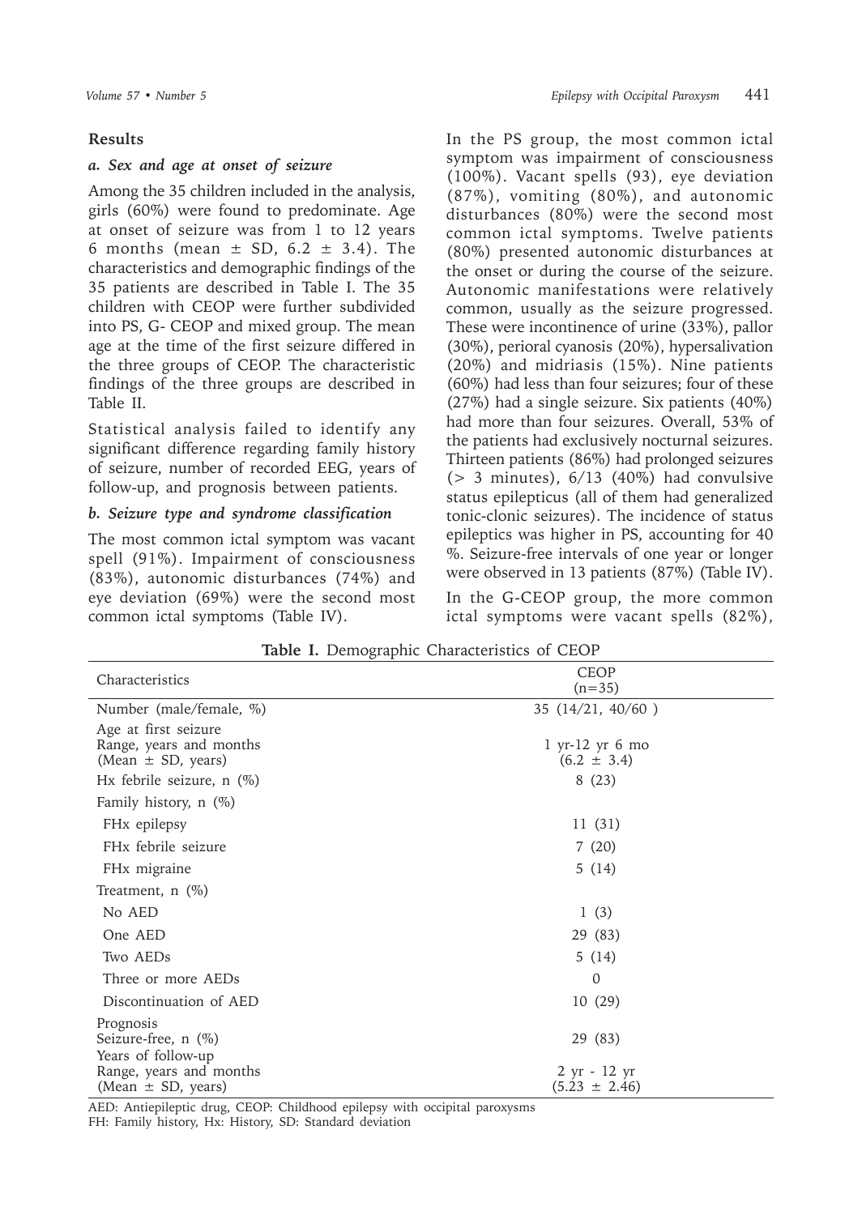## Results

### *a. Sex and age at onset of seizure*

Among the 35 children included in the analysis, girls (60%) were found to predominate. Age at onset of seizure was from 1 to 12 years 6 months (mean ± SD, 6.2 ± 3.4). The characteristics and demographic findings of the 35 patients are described in Table I. The 35 children with CEOP were further subdivided into PS, G- CEOP and mixed group. The mean age at the time of the first seizure differed in the three groups of CEOP. The characteristic findings of the three groups are described in Table II.

Statistical analysis failed to identify any significant difference regarding family history of seizure, number of recorded EEG, years of follow-up, and prognosis between patients.

### *b. Seizure type and syndrome classification*

The most common ictal symptom was vacant spell (91%). Impairment of consciousness (83%), autonomic disturbances (74%) and eye deviation (69%) were the second most common ictal symptoms (Table IV).

In the PS group, the most common ictal symptom was impairment of consciousness (100%). Vacant spells (93), eye deviation (87%), vomiting (80%), and autonomic disturbances (80%) were the second most common ictal symptoms. Twelve patients (80%) presented autonomic disturbances at the onset or during the course of the seizure. Autonomic manifestations were relatively common, usually as the seizure progressed. These were incontinence of urine (33%), pallor (30%), perioral cyanosis (20%), hypersalivation (20%) and midriasis (15%). Nine patients (60%) had less than four seizures; four of these (27%) had a single seizure. Six patients (40%) had more than four seizures. Overall, 53% of the patients had exclusively nocturnal seizures. Thirteen patients (86%) had prolonged seizures (> 3 minutes), 6/13 (40%) had convulsive status epilepticus (all of them had generalized tonic-clonic seizures). The incidence of status epileptics was higher in PS, accounting for 40 %. Seizure-free intervals of one year or longer were observed in 13 patients (87%) (Table IV).

In the G-CEOP group, the more common ictal symptoms were vacant spells (82%),

**Table I.** Demographic Characteristics of CEOP

| Characteristics | CEOP (n=35) |
|---|---|
| Number (male/female, %) | 35 (14/21, 40/60 ) |
| Age at first seizure<br>Range, years and months<br>(Mean ± SD, years) | 1 yr-12 yr 6 mo<br>(6.2 ± 3.4) |
| Hx febrile seizure, n (%) | 8 (23) |
| Family history, n (%) | |
| FHx epilepsy | 11 (31) |
| FHx febrile seizure | 7 (20) |
| FHx migraine | 5 (14) |
| Treatment, n (%) | |
| No AED | 1 (3) |
| One AED | 29 (83) |
| Two AEDs | 5 (14) |
| Three or more AEDs | 0 |
| Discontinuation of AED | 10 (29) |
| Prognosis<br>Seizure-free, n (%) | 29 (83) |
| Years of follow-up<br>Range, years and months<br>(Mean ± SD, years) | 2 yr - 12 yr<br>(5.23 ± 2.46) |

AED: Antiepileptic drug, CEOP: Childhood epilepsy with occipital paroxysms
FH: Family history, Hx: History, SD: Standard deviation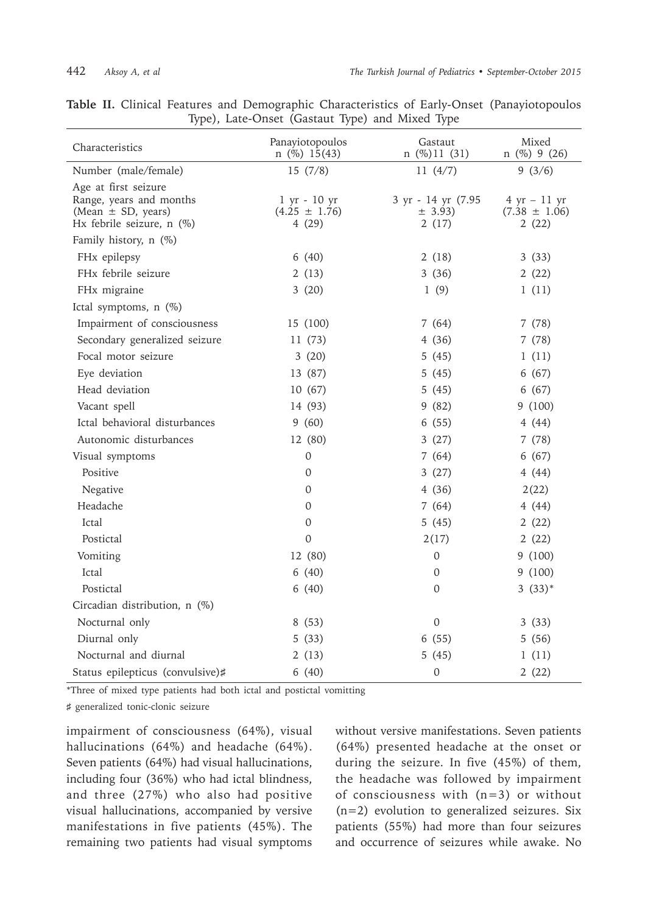**Table II.** Clinical Features and Demographic Characteristics of Early-Onset (Panayiotopoulos Type), Late-Onset (Gastaut Type) and Mixed Type

| Characteristics | Panayiotopoulos n (%) 15(43) | Gastaut n (%)11 (31) | Mixed n (%) 9 (26) |
|---|---|---|---|
| Number (male/female) | 15 (7/8) | 11 (4/7) | 9 (3/6) |
| Age at first seizure Range, years and months (Mean ± SD, years) | 1 yr - 10 yr (4.25 ± 1.76) | 3 yr - 14 yr (7.95 ± 3.93) | 4 yr – 11 yr (7.38 ± 1.06) |
| Hx febrile seizure, n (%) | 4 (29) | 2 (17) | 2 (22) |
| Family history, n (%) | | | |
| FHx epilepsy | 6 (40) | 2 (18) | 3 (33) |
| FHx febrile seizure | 2 (13) | 3 (36) | 2 (22) |
| FHx migraine | 3 (20) | 1 (9) | 1 (11) |
| Ictal symptoms, n (%) | | | |
| Impairment of consciousness | 15 (100) | 7 (64) | 7 (78) |
| Secondary generalized seizure | 11 (73) | 4 (36) | 7 (78) |
| Focal motor seizure | 3 (20) | 5 (45) | 1 (11) |
| Eye deviation | 13 (87) | 5 (45) | 6 (67) |
| Head deviation | 10 (67) | 5 (45) | 6 (67) |
| Vacant spell | 14 (93) | 9 (82) | 9 (100) |
| Ictal behavioral disturbances | 9 (60) | 6 (55) | 4 (44) |
| Autonomic disturbances | 12 (80) | 3 (27) | 7 (78) |
| Visual symptoms | 0 | 7 (64) | 6 (67) |
| Positive | 0 | 3 (27) | 4 (44) |
| Negative | 0 | 4 (36) | 2(22) |
| Headache | 0 | 7 (64) | 4 (44) |
| Ictal | 0 | 5 (45) | 2 (22) |
| Postictal | 0 | 2(17) | 2 (22) |
| Vomiting | 12 (80) | 0 | 9 (100) |
| Ictal | 6 (40) | 0 | 9 (100) |
| Postictal | 6 (40) | 0 | 3 (33)* |
| Circadian distribution, n (%) | | | |
| Nocturnal only | 8 (53) | 0 | 3 (33) |
| Diurnal only | 5 (33) | 6 (55) | 5 (56) |
| Nocturnal and diurnal | 2 (13) | 5 (45) | 1 (11) |
| Status epilepticus (convulsive)♯ | 6 (40) | 0 | 2 (22) |

*Three of mixed type patients had both ictal and postictal vomitting

♯ generalized tonic-clonic seizure

impairment of consciousness (64%), visual hallucinations (64%) and headache (64%). Seven patients (64%) had visual hallucinations, including four (36%) who had ictal blindness, and three (27%) who also had positive visual hallucinations, accompanied by versive manifestations in five patients (45%). The remaining two patients had visual symptoms without versive manifestations. Seven patients (64%) presented headache at the onset or during the seizure. In five (45%) of them, the headache was followed by impairment of consciousness with (n=3) or without (n=2) evolution to generalized seizures. Six patients (55%) had more than four seizures and occurrence of seizures while awake. No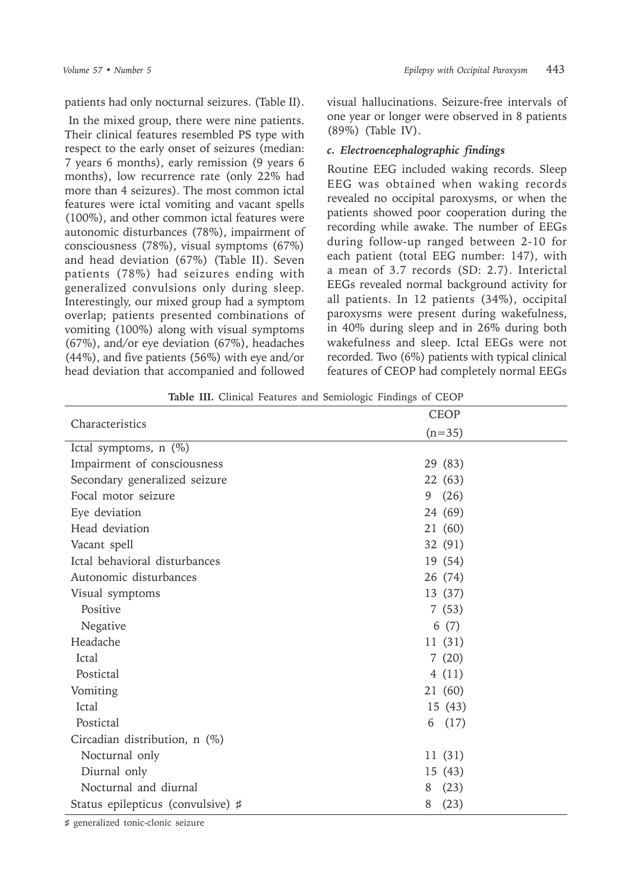patients had only nocturnal seizures. (Table II).

In the mixed group, there were nine patients. Their clinical features resembled PS type with respect to the early onset of seizures (median: 7 years 6 months), early remission (9 years 6 months), low recurrence rate (only 22% had more than 4 seizures). The most common ictal features were ictal vomiting and vacant spells (100%), and other common ictal features were autonomic disturbances (78%), impairment of consciousness (78%), visual symptoms (67%) and head deviation (67%) (Table II). Seven patients (78%) had seizures ending with generalized convulsions only during sleep. Interestingly, our mixed group had a symptom overlap; patients presented combinations of vomiting (100%) along with visual symptoms (67%), and/or eye deviation (67%), headaches (44%), and five patients (56%) with eye and/or head deviation that accompanied and followed visual hallucinations. Seizure-free intervals of one year or longer were observed in 8 patients (89%) (Table IV).

### *c. Electroencephalographic findings*

Routine EEG included waking records. Sleep EEG was obtained when waking records revealed no occipital paroxysms, or when the patients showed poor cooperation during the recording while awake. The number of EEGs during follow-up ranged between 2-10 for each patient (total EEG number: 147), with a mean of 3.7 records (SD: 2.7). Interictal EEGs revealed normal background activity for all patients. In 12 patients (34%), occipital paroxysms were present during wakefulness, in 40% during sleep and in 26% during both wakefulness and sleep. Ictal EEGs were not recorded. Two (6%) patients with typical clinical features of CEOP had completely normal EEGs

**Table III.** Clinical Features and Semiologic Findings of CEOP

| Characteristics | CEOP (n=35) |
|---|---|
| Ictal symptoms, n (%) | |
| Impairment of consciousness | 29 (83) |
| Secondary generalized seizure | 22 (63) |
| Focal motor seizure | 9 (26) |
| Eye deviation | 24 (69) |
| Head deviation | 21 (60) |
| Vacant spell | 32 (91) |
| Ictal behavioral disturbances | 19 (54) |
| Autonomic disturbances | 26 (74) |
| Visual symptoms | 13 (37) |
| Positive | 7 (53) |
| Negative | 6 (7) |
| Headache | 11 (31) |
| Ictal | 7 (20) |
| Postictal | 4 (11) |
| Vomiting | 21 (60) |
| Ictal | 15 (43) |
| Postictal | 6 (17) |
| Circadian distribution, n (%) | |
| Nocturnal only | 11 (31) |
| Diurnal only | 15 (43) |
| Nocturnal and diurnal | 8 (23) |
| Status epilepticus (convulsive) ♯ | 8 (23) |

♯ generalized tonic-clonic seizure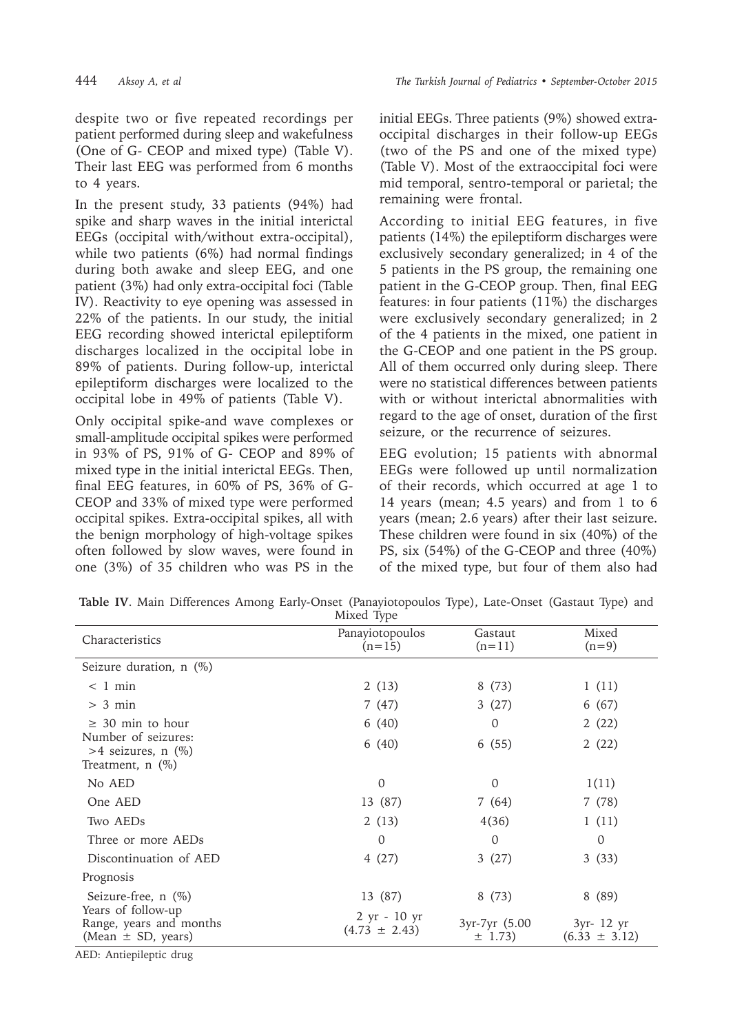despite two or five repeated recordings per patient performed during sleep and wakefulness (One of G- CEOP and mixed type) (Table V). Their last EEG was performed from 6 months to 4 years.

In the present study, 33 patients (94%) had spike and sharp waves in the initial interictal EEGs (occipital with/without extra-occipital), while two patients (6%) had normal findings during both awake and sleep EEG, and one patient (3%) had only extra-occipital foci (Table IV). Reactivity to eye opening was assessed in 22% of the patients. In our study, the initial EEG recording showed interictal epileptiform discharges localized in the occipital lobe in 89% of patients. During follow-up, interictal epileptiform discharges were localized to the occipital lobe in 49% of patients (Table V).

Only occipital spike-and wave complexes or small-amplitude occipital spikes were performed in 93% of PS, 91% of G- CEOP and 89% of mixed type in the initial interictal EEGs. Then, final EEG features, in 60% of PS, 36% of G-CEOP and 33% of mixed type were performed occipital spikes. Extra-occipital spikes, all with the benign morphology of high-voltage spikes often followed by slow waves, were found in one (3%) of 35 children who was PS in the initial EEGs. Three patients (9%) showed extra-occipital discharges in their follow-up EEGs (two of the PS and one of the mixed type) (Table V). Most of the extraoccipital foci were mid temporal, sentro-temporal or parietal; the remaining were frontal.

According to initial EEG features, in five patients (14%) the epileptiform discharges were exclusively secondary generalized; in 4 of the 5 patients in the PS group, the remaining one patient in the G-CEOP group. Then, final EEG features: in four patients (11%) the discharges were exclusively secondary generalized; in 2 of the 4 patients in the mixed, one patient in the G-CEOP and one patient in the PS group. All of them occurred only during sleep. There were no statistical differences between patients with or without interictal abnormalities with regard to the age of onset, duration of the first seizure, or the recurrence of seizures.

EEG evolution; 15 patients with abnormal EEGs were followed up until normalization of their records, which occurred at age 1 to 14 years (mean; 4.5 years) and from 1 to 6 years (mean; 2.6 years) after their last seizure. These children were found in six (40%) of the PS, six (54%) of the G-CEOP and three (40%) of the mixed type, but four of them also had

**Table IV**. Main Differences Among Early-Onset (Panayiotopoulos Type), Late-Onset (Gastaut Type) and Mixed Type

| Characteristics | Panayiotopoulos (n=15) | Gastaut (n=11) | Mixed (n=9) |
|---|---|---|---|
| Seizure duration, n (%) | | | |
| < 1 min | 2 (13) | 8 (73) | 1 (11) |
| > 3 min | 7 (47) | 3 (27) | 6 (67) |
| ≥ 30 min to hour | 6 (40) | 0 | 2 (22) |
| Number of seizures: >4 seizures, n (%) | 6 (40) | 6 (55) | 2 (22) |
| Treatment, n (%) | | | |
| No AED | 0 | 0 | 1(11) |
| One AED | 13 (87) | 7 (64) | 7 (78) |
| Two AEDs | 2 (13) | 4(36) | 1 (11) |
| Three or more AEDs | 0 | 0 | 0 |
| Discontinuation of AED | 4 (27) | 3 (27) | 3 (33) |
| Prognosis | | | |
| Seizure-free, n (%) | 13 (87) | 8 (73) | 8 (89) |
| Years of follow-up Range, years and months (Mean ± SD, years) | 2 yr - 10 yr (4.73 ± 2.43) | 3yr-7yr (5.00 ± 1.73) | 3yr- 12 yr (6.33 ± 3.12) |

AED: Antiepileptic drug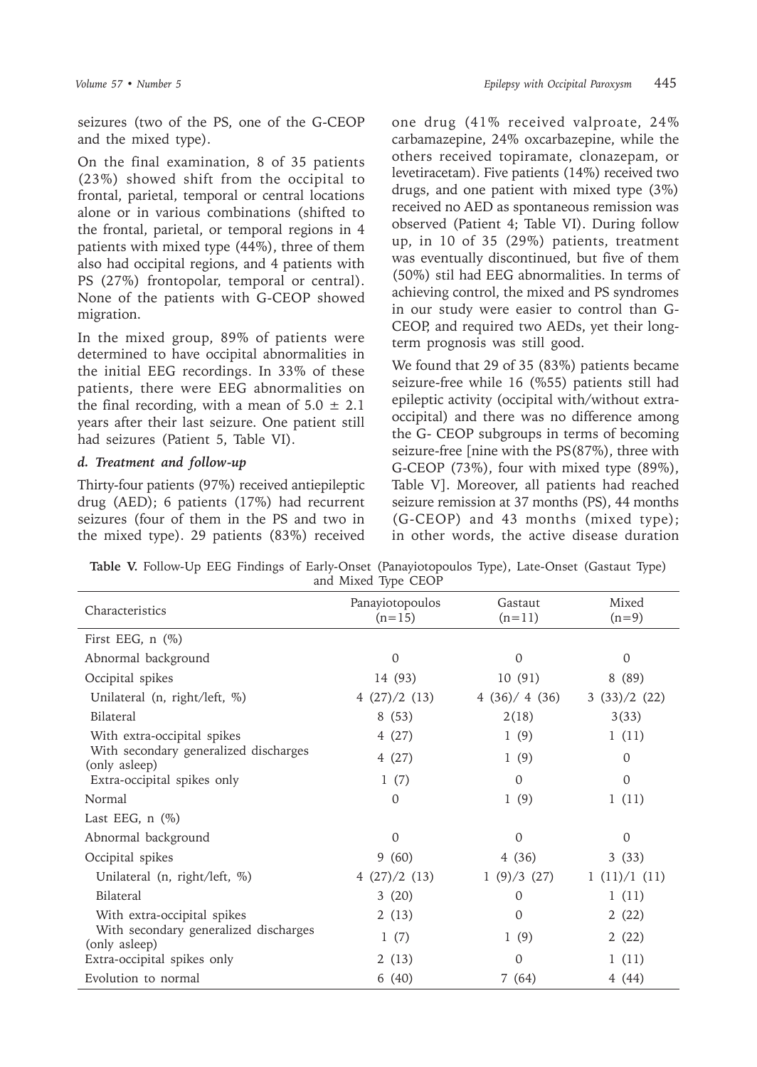seizures (two of the PS, one of the G-CEOP and the mixed type).

On the final examination, 8 of 35 patients (23%) showed shift from the occipital to frontal, parietal, temporal or central locations alone or in various combinations (shifted to the frontal, parietal, or temporal regions in 4 patients with mixed type (44%), three of them also had occipital regions, and 4 patients with PS (27%) frontopolar, temporal or central). None of the patients with G-CEOP showed migration.

In the mixed group, 89% of patients were determined to have occipital abnormalities in the initial EEG recordings. In 33% of these patients, there were EEG abnormalities on the final recording, with a mean of $5.0 \pm 2.1$ years after their last seizure. One patient still had seizures (Patient 5, Table VI).

### *d. Treatment and follow-up*

Thirty-four patients (97%) received antiepileptic drug (AED); 6 patients (17%) had recurrent seizures (four of them in the PS and two in the mixed type). 29 patients (83%) received one drug (41% received valproate, 24% carbamazepine, 24% oxcarbazepine, while the others received topiramate, clonazepam, or levetiracetam). Five patients (14%) received two drugs, and one patient with mixed type (3%) received no AED as spontaneous remission was observed (Patient 4; Table VI). During follow up, in 10 of 35 (29%) patients, treatment was eventually discontinued, but five of them (50%) stil had EEG abnormalities. In terms of achieving control, the mixed and PS syndromes in our study were easier to control than G-CEOP, and required two AEDs, yet their long-term prognosis was still good.

We found that 29 of 35 (83%) patients became seizure-free while 16 (%55) patients still had epileptic activity (occipital with/without extra-occipital) and there was no difference among the G- CEOP subgroups in terms of becoming seizure-free [nine with the PS(87%), three with G-CEOP (73%), four with mixed type (89%), Table V]. Moreover, all patients had reached seizure remission at 37 months (PS), 44 months (G-CEOP) and 43 months (mixed type); in other words, the active disease duration

**Table V.** Follow-Up EEG Findings of Early-Onset (Panayiotopoulos Type), Late-Onset (Gastaut Type) and Mixed Type CEOP

| Characteristics | Panayiotopoulos (n=15) | Gastaut (n=11) | Mixed (n=9) |
|---|---|---|---|
| First EEG, n (%) | | | |
| Abnormal background | 0 | 0 | 0 |
| Occipital spikes | 14 (93) | 10 (91) | 8 (89) |
| Unilateral (n, right/left, %) | 4 (27)/2 (13) | 4 (36)/ 4 (36) | 3 (33)/2 (22) |
| Bilateral | 8 (53) | 2(18) | 3(33) |
| With extra-occipital spikes | 4 (27) | 1 (9) | 1 (11) |
| With secondary generalized discharges (only asleep) | 4 (27) | 1 (9) | 0 |
| Extra-occipital spikes only | 1 (7) | 0 | 0 |
| Normal | 0 | 1 (9) | 1 (11) |
| Last EEG, n (%) | | | |
| Abnormal background | 0 | 0 | 0 |
| Occipital spikes | 9 (60) | 4 (36) | 3 (33) |
| Unilateral (n, right/left, %) | 4 (27)/2 (13) | 1 (9)/3 (27) | 1 (11)/1 (11) |
| Bilateral | 3 (20) | 0 | 1 (11) |
| With extra-occipital spikes | 2 (13) | 0 | 2 (22) |
| With secondary generalized discharges (only asleep) | 1 (7) | 1 (9) | 2 (22) |
| Extra-occipital spikes only | 2 (13) | 0 | 1 (11) |
| Evolution to normal | 6 (40) | 7 (64) | 4 (44) |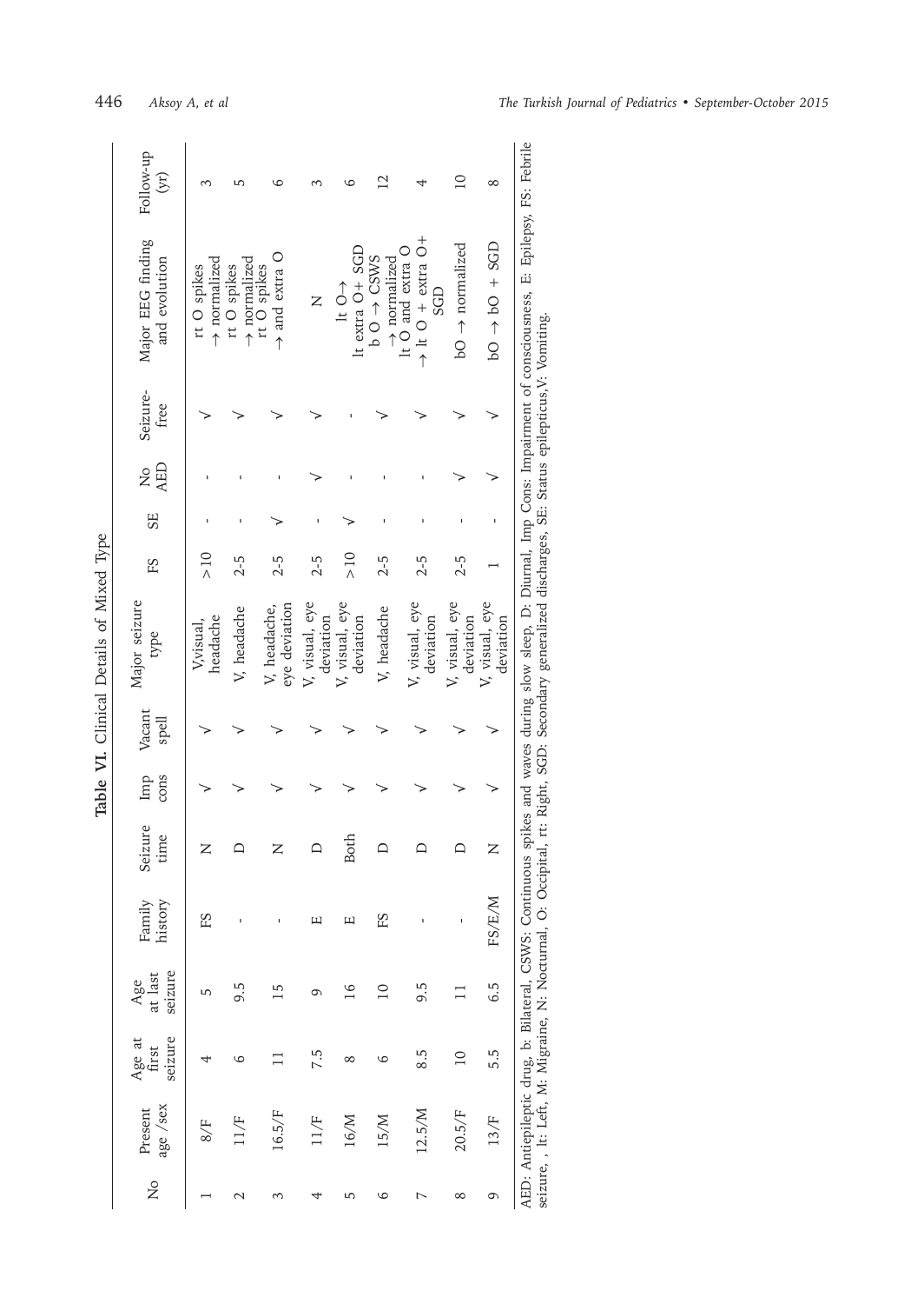**Table VI.** Clinical Details of Mixed Type

| No | Present age /sex | Age at first seizure | Age at last seizure | Family history | Seizure time | Imp cons | Vacant spell | Major seizure type | FS | SE | No AED | Seizure-free | Major EEG finding and evolution | Follow-up (yr) |
|---|---|---|---|---|---|---|---|---|---|---|---|---|---|---|
| 1 | 8/F | 4 | 5 | FS | N | √ | √ | V,visual, headache | >10 | - | - | √ | rt O spikes → normalized | 3 |
| 2 | 11/F | 6 | 9.5 | - | D | √ | √ | V, headache | 2-5 | - | - | √ | rt O spikes → normalized | 5 |
| 3 | 16.5/F | 11 | 15 | - | N | √ | √ | V, headache, eye deviation | 2-5 | √ | - | √ | rt O spikes → and extra O | 6 |
| 4 | 11/F | 7.5 | 9 | E | D | √ | √ | V, visual, eye deviation | 2-5 | - | √ | √ | N | 3 |
| 5 | 16/M | 8 | 16 | E | Both | √ | √ | V, visual, eye deviation | >10 | √ | - | - | lt O→ lt extra O+ SGD | 6 |
| 6 | 15/M | 6 | 10 | FS | D | √ | √ | V, headache | 2-5 | - | - | √ | b O → CSWS → normalized | 12 |
| 7 | 12.5/M | 8.5 | 9.5 | - | D | √ | √ | V, visual, eye deviation | 2-5 | - | - | √ | lt O and extra O → lt O + extra O+ SGD | 4 |
| 8 | 20.5/F | 10 | 11 | - | D | √ | √ | V, visual, eye deviation | 2-5 | - | √ | √ | bO → normalized | 10 |
| 9 | 13/F | 5.5 | 6.5 | FS/E/M | N | √ | √ | V, visual, eye deviation | 1 | - | √ | √ | bO → bO + SGD | 8 |

AED: Antiepileptic drug, b: Bilateral, CSWS: Continuous spikes and waves during slow sleep, D: Diurnal, Imp Cons: Impairment of consciousness, E: Epilepsy, FS: Febrile seizure, , lt: Left, M: Migraine, N: Nocturnal, O: Occipital, rt: Right, SGD: Secondary generalized discharges, SE: Status epilepticus,V: Vomiting.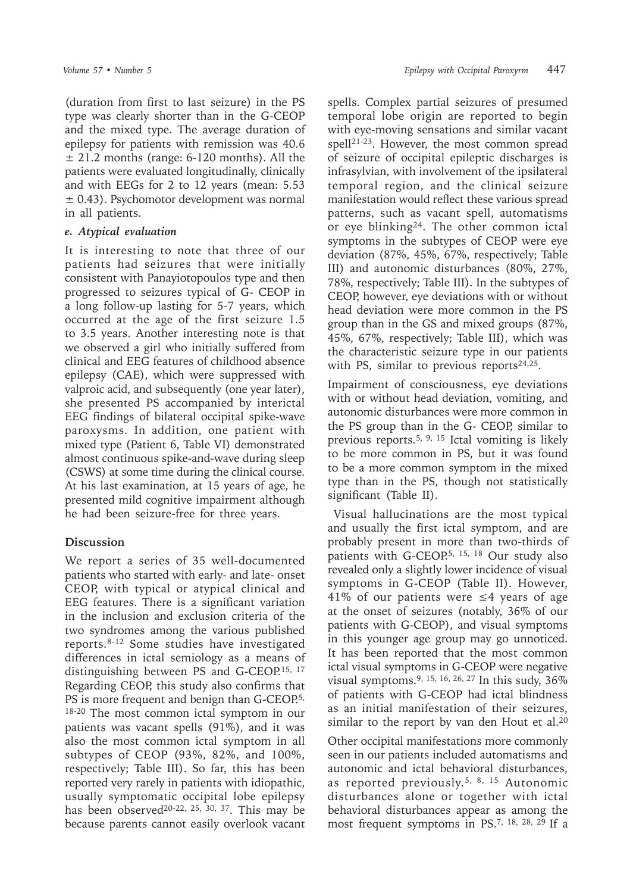(duration from first to last seizure) in the PS type was clearly shorter than in the G-CEOP and the mixed type. The average duration of epilepsy for patients with remission was 40.6 ± 21.2 months (range: 6-120 months). All the patients were evaluated longitudinally, clinically and with EEGs for 2 to 12 years (mean: 5.53 ± 0.43). Psychomotor development was normal in all patients.

### *e. Atypical evaluation*

It is interesting to note that three of our patients had seizures that were initially consistent with Panayiotopoulos type and then progressed to seizures typical of G- CEOP in a long follow-up lasting for 5-7 years, which occurred at the age of the first seizure 1.5 to 3.5 years. Another interesting note is that we observed a girl who initially suffered from clinical and EEG features of childhood absence epilepsy (CAE), which were suppressed with valproic acid, and subsequently (one year later), she presented PS accompanied by interictal EEG findings of bilateral occipital spike-wave paroxysms. In addition, one patient with mixed type (Patient 6, Table VI) demonstrated almost continuous spike-and-wave during sleep (CSWS) at some time during the clinical course. At his last examination, at 15 years of age, he presented mild cognitive impairment although he had been seizure-free for three years.

## Discussion

We report a series of 35 well-documented patients who started with early- and late- onset CEOP, with typical or atypical clinical and EEG features. There is a significant variation in the inclusion and exclusion criteria of the two syndromes among the various published reports.[8-12] Some studies have investigated differences in ictal semiology as a means of distinguishing between PS and G-CEOP.[15, 17] Regarding CEOP, this study also confirms that PS is more frequent and benign than G-CEOP.[5, 18-20] The most common ictal symptom in our patients was vacant spells (91%), and it was also the most common ictal symptom in all subtypes of CEOP (93%, 82%, and 100%, respectively; Table III). So far, this has been reported very rarely in patients with idiopathic, usually symptomatic occipital lobe epilepsy has been observed[20-22, 25, 30, 37]. This may be because parents cannot easily overlook vacant spells. Complex partial seizures of presumed temporal lobe origin are reported to begin with eye-moving sensations and similar vacant spell[21-23]. However, the most common spread of seizure of occipital epileptic discharges is infrasylvian, with involvement of the ipsilateral temporal region, and the clinical seizure manifestation would reflect these various spread patterns, such as vacant spell, automatisms or eye blinking[24]. The other common ictal symptoms in the subtypes of CEOP were eye deviation (87%, 45%, 67%, respectively; Table III) and autonomic disturbances (80%, 27%, 78%, respectively; Table III). In the subtypes of CEOP, however, eye deviations with or without head deviation were more common in the PS group than in the GS and mixed groups (87%, 45%, 67%, respectively; Table III), which was the characteristic seizure type in our patients with PS, similar to previous reports[24,25].

Impairment of consciousness, eye deviations with or without head deviation, vomiting, and autonomic disturbances were more common in the PS group than in the G- CEOP, similar to previous reports.[5, 9, 15] Ictal vomiting is likely to be more common in PS, but it was found to be a more common symptom in the mixed type than in the PS, though not statistically significant (Table II).

Visual hallucinations are the most typical and usually the first ictal symptom, and are probably present in more than two-thirds of patients with G-CEOP.[5, 15, 18] Our study also revealed only a slightly lower incidence of visual symptoms in G-CEOP (Table II). However, 41% of our patients were ≤4 years of age at the onset of seizures (notably, 36% of our patients with G-CEOP), and visual symptoms in this younger age group may go unnoticed. It has been reported that the most common ictal visual symptoms in G-CEOP were negative visual symptoms.[9, 15, 16, 26, 27] In this sudy, 36% of patients with G-CEOP had ictal blindness as an initial manifestation of their seizures, similar to the report by van den Hout et al.[20]

Other occipital manifestations more commonly seen in our patients included automatisms and autonomic and ictal behavioral disturbances, as reported previously.[5, 8, 15] Autonomic disturbances alone or together with ictal behavioral disturbances appear as among the most frequent symptoms in PS.[7, 18, 28, 29] If a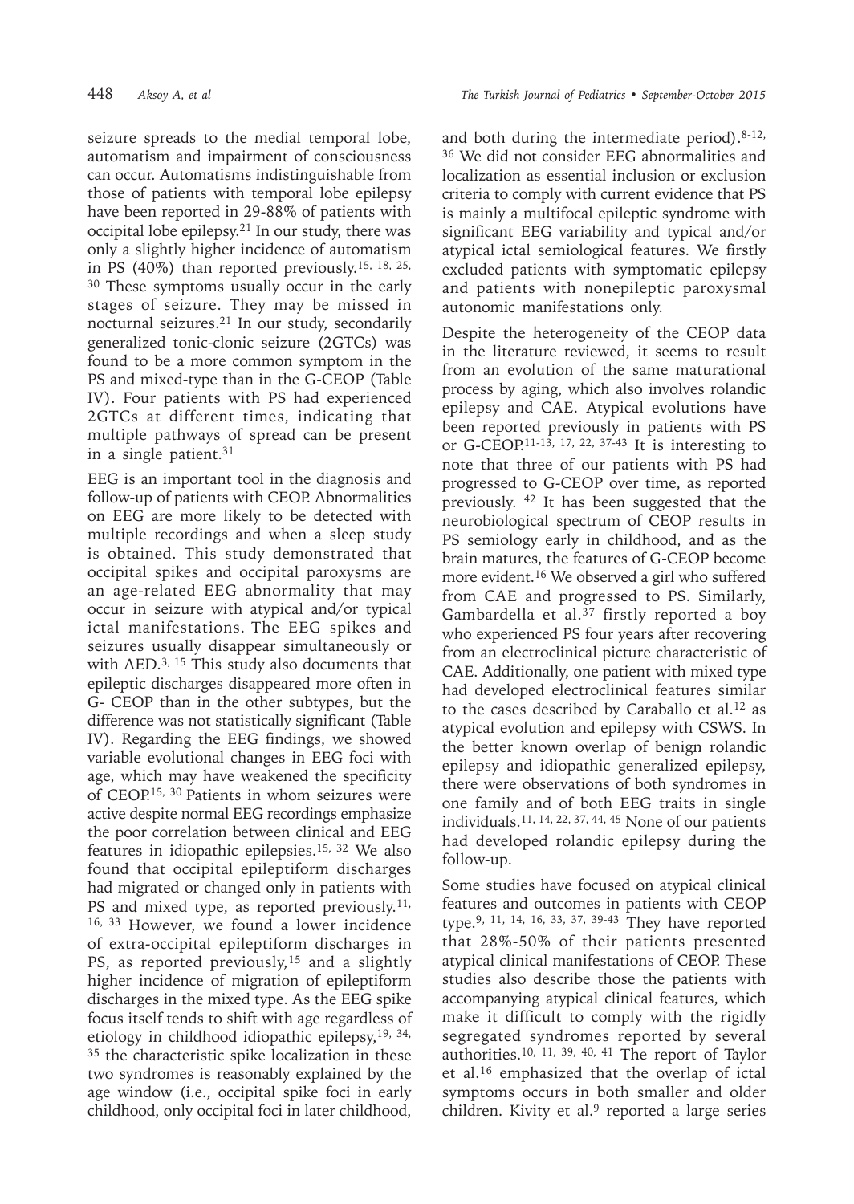seizure spreads to the medial temporal lobe, automatism and impairment of consciousness can occur. Automatisms indistinguishable from those of patients with temporal lobe epilepsy have been reported in 29-88% of patients with occipital lobe epilepsy.[21] In our study, there was only a slightly higher incidence of automatism in PS (40%) than reported previously.[15, 18, 25, 30] These symptoms usually occur in the early stages of seizure. They may be missed in nocturnal seizures.[21] In our study, secondarily generalized tonic-clonic seizure (2GTCs) was found to be a more common symptom in the PS and mixed-type than in the G-CEOP (Table IV). Four patients with PS had experienced 2GTCs at different times, indicating that multiple pathways of spread can be present in a single patient.[31]

EEG is an important tool in the diagnosis and follow-up of patients with CEOP. Abnormalities on EEG are more likely to be detected with multiple recordings and when a sleep study is obtained. This study demonstrated that occipital spikes and occipital paroxysms are an age-related EEG abnormality that may occur in seizure with atypical and/or typical ictal manifestations. The EEG spikes and seizures usually disappear simultaneously or with AED.[3, 15] This study also documents that epileptic discharges disappeared more often in G- CEOP than in the other subtypes, but the difference was not statistically significant (Table IV). Regarding the EEG findings, we showed variable evolutional changes in EEG foci with age, which may have weakened the specificity of CEOP.[15, 30] Patients in whom seizures were active despite normal EEG recordings emphasize the poor correlation between clinical and EEG features in idiopathic epilepsies.[15, 32] We also found that occipital epileptiform discharges had migrated or changed only in patients with PS and mixed type, as reported previously.[11, 16, 33] However, we found a lower incidence of extra-occipital epileptiform discharges in PS, as reported previously,[15] and a slightly higher incidence of migration of epileptiform discharges in the mixed type. As the EEG spike focus itself tends to shift with age regardless of etiology in childhood idiopathic epilepsy,[19, 34, 35] the characteristic spike localization in these two syndromes is reasonably explained by the age window (i.e., occipital spike foci in early childhood, only occipital foci in later childhood, and both during the intermediate period).[8-12, 36] We did not consider EEG abnormalities and localization as essential inclusion or exclusion criteria to comply with current evidence that PS is mainly a multifocal epileptic syndrome with significant EEG variability and typical and/or atypical ictal semiological features. We firstly excluded patients with symptomatic epilepsy and patients with nonepileptic paroxysmal autonomic manifestations only.

Despite the heterogeneity of the CEOP data in the literature reviewed, it seems to result from an evolution of the same maturational process by aging, which also involves rolandic epilepsy and CAE. Atypical evolutions have been reported previously in patients with PS or G-CEOP.[11-13, 17, 22, 37-43] It is interesting to note that three of our patients with PS had progressed to G-CEOP over time, as reported previously. [42] It has been suggested that the neurobiological spectrum of CEOP results in PS semiology early in childhood, and as the brain matures, the features of G-CEOP become more evident.[16] We observed a girl who suffered from CAE and progressed to PS. Similarly, Gambardella et al.[37] firstly reported a boy who experienced PS four years after recovering from an electroclinical picture characteristic of CAE. Additionally, one patient with mixed type had developed electroclinical features similar to the cases described by Caraballo et al.[12] as atypical evolution and epilepsy with CSWS. In the better known overlap of benign rolandic epilepsy and idiopathic generalized epilepsy, there were observations of both syndromes in one family and of both EEG traits in single individuals.[11, 14, 22, 37, 44, 45] None of our patients had developed rolandic epilepsy during the follow-up.

Some studies have focused on atypical clinical features and outcomes in patients with CEOP type.[9, 11, 14, 16, 33, 37, 39-43] They have reported that 28%-50% of their patients presented atypical clinical manifestations of CEOP. These studies also describe those the patients with accompanying atypical clinical features, which make it difficult to comply with the rigidly segregated syndromes reported by several authorities.[10, 11, 39, 40, 41] The report of Taylor et al.[16] emphasized that the overlap of ictal symptoms occurs in both smaller and older children. Kivity et al.[9] reported a large series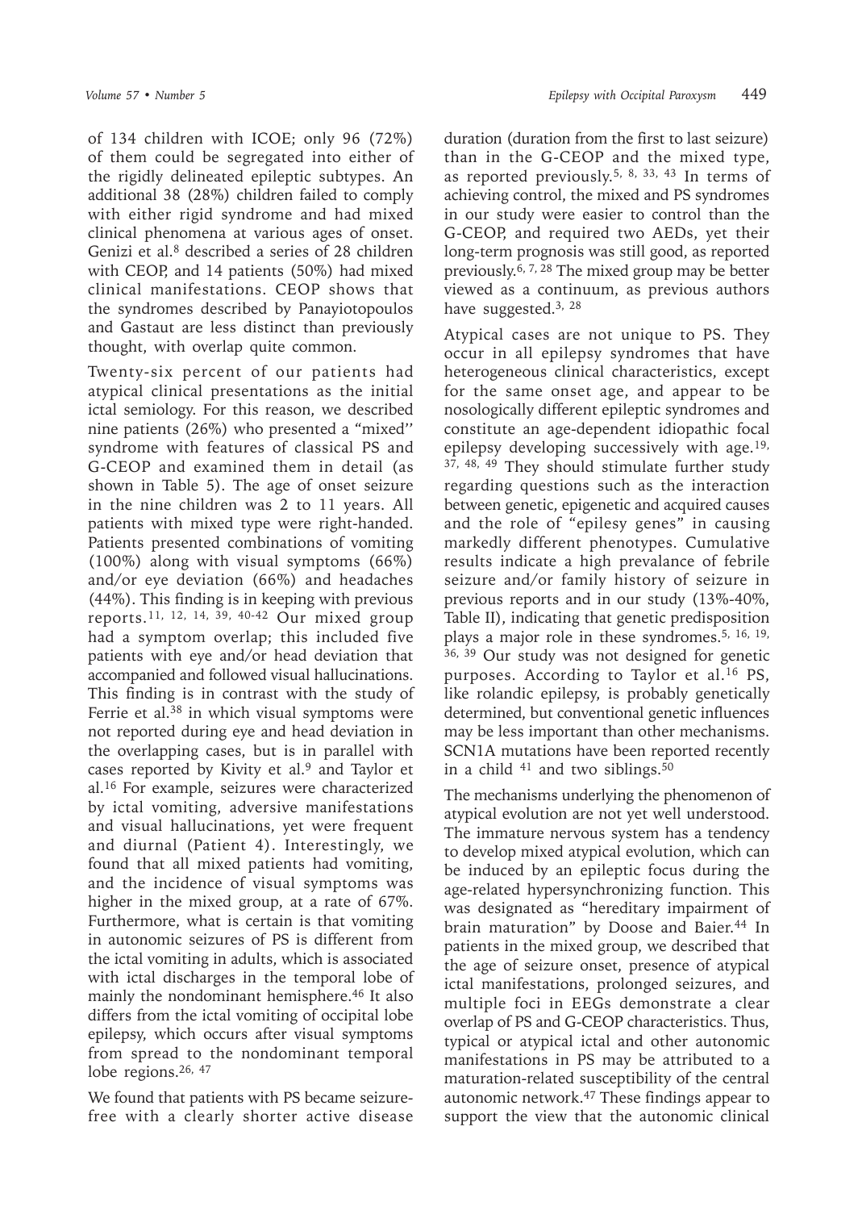of 134 children with ICOE; only 96 (72%) of them could be segregated into either of the rigidly delineated epileptic subtypes. An additional 38 (28%) children failed to comply with either rigid syndrome and had mixed clinical phenomena at various ages of onset. Genizi et al.[8] described a series of 28 children with CEOP, and 14 patients (50%) had mixed clinical manifestations. CEOP shows that the syndromes described by Panayiotopoulos and Gastaut are less distinct than previously thought, with overlap quite common.

Twenty-six percent of our patients had atypical clinical presentations as the initial ictal semiology. For this reason, we described nine patients (26%) who presented a "mixed" syndrome with features of classical PS and G-CEOP and examined them in detail (as shown in Table 5). The age of onset seizure in the nine children was 2 to 11 years. All patients with mixed type were right-handed. Patients presented combinations of vomiting (100%) along with visual symptoms (66%) and/or eye deviation (66%) and headaches (44%). This finding is in keeping with previous reports.[11, 12, 14, 39, 40-42] Our mixed group had a symptom overlap; this included five patients with eye and/or head deviation that accompanied and followed visual hallucinations. This finding is in contrast with the study of Ferrie et al.[38] in which visual symptoms were not reported during eye and head deviation in the overlapping cases, but is in parallel with cases reported by Kivity et al.[9] and Taylor et al.[16] For example, seizures were characterized by ictal vomiting, adversive manifestations and visual hallucinations, yet were frequent and diurnal (Patient 4). Interestingly, we found that all mixed patients had vomiting, and the incidence of visual symptoms was higher in the mixed group, at a rate of 67%. Furthermore, what is certain is that vomiting in autonomic seizures of PS is different from the ictal vomiting in adults, which is associated with ictal discharges in the temporal lobe of mainly the nondominant hemisphere.[46] It also differs from the ictal vomiting of occipital lobe epilepsy, which occurs after visual symptoms from spread to the nondominant temporal lobe regions.[26, 47]

We found that patients with PS became seizure-free with a clearly shorter active disease duration (duration from the first to last seizure) than in the G-CEOP and the mixed type, as reported previously.[5, 8, 33, 43] In terms of achieving control, the mixed and PS syndromes in our study were easier to control than the G-CEOP, and required two AEDs, yet their long-term prognosis was still good, as reported previously.[6, 7, 28] The mixed group may be better viewed as a continuum, as previous authors have suggested.[3, 28]

Atypical cases are not unique to PS. They occur in all epilepsy syndromes that have heterogeneous clinical characteristics, except for the same onset age, and appear to be nosologically different epileptic syndromes and constitute an age-dependent idiopathic focal epilepsy developing successively with age.[19, 37, 48, 49] They should stimulate further study regarding questions such as the interaction between genetic, epigenetic and acquired causes and the role of "epilesy genes" in causing markedly different phenotypes. Cumulative results indicate a high prevalance of febrile seizure and/or family history of seizure in previous reports and in our study (13%-40%, Table II), indicating that genetic predisposition plays a major role in these syndromes.[5, 16, 19, 36, 39] Our study was not designed for genetic purposes. According to Taylor et al.[16] PS, like rolandic epilepsy, is probably genetically determined, but conventional genetic influences may be less important than other mechanisms. SCN1A mutations have been reported recently in a child [41] and two siblings.[50]

The mechanisms underlying the phenomenon of atypical evolution are not yet well understood. The immature nervous system has a tendency to develop mixed atypical evolution, which can be induced by an epileptic focus during the age-related hypersynchronizing function. This was designated as "hereditary impairment of brain maturation" by Doose and Baier.[44] In patients in the mixed group, we described that the age of seizure onset, presence of atypical ictal manifestations, prolonged seizures, and multiple foci in EEGs demonstrate a clear overlap of PS and G-CEOP characteristics. Thus, typical or atypical ictal and other autonomic manifestations in PS may be attributed to a maturation-related susceptibility of the central autonomic network.[47] These findings appear to support the view that the autonomic clinical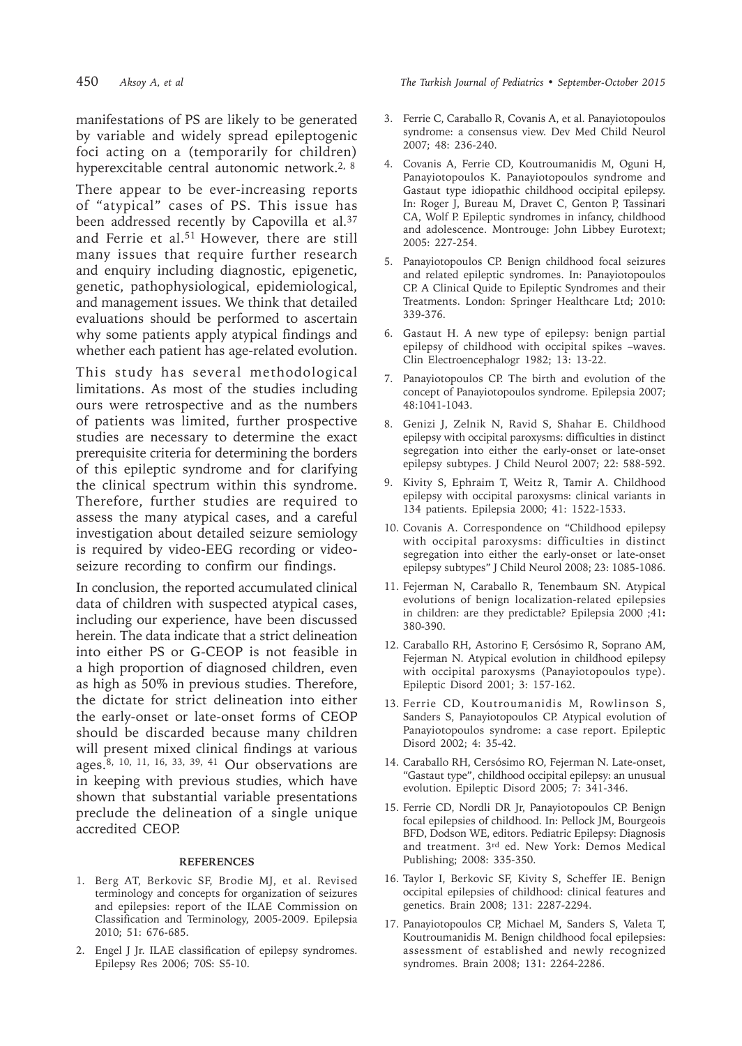manifestations of PS are likely to be generated by variable and widely spread epileptogenic foci acting on a (temporarily for children) hyperexcitable central autonomic network.[2, 8]

There appear to be ever-increasing reports of "atypical" cases of PS. This issue has been addressed recently by Capovilla et al.[37] and Ferrie et al.[51] However, there are still many issues that require further research and enquiry including diagnostic, epigenetic, genetic, pathophysiological, epidemiological, and management issues. We think that detailed evaluations should be performed to ascertain why some patients apply atypical findings and whether each patient has age-related evolution.

This study has several methodological limitations. As most of the studies including ours were retrospective and as the numbers of patients was limited, further prospective studies are necessary to determine the exact prerequisite criteria for determining the borders of this epileptic syndrome and for clarifying the clinical spectrum within this syndrome. Therefore, further studies are required to assess the many atypical cases, and a careful investigation about detailed seizure semiology is required by video-EEG recording or video-seizure recording to confirm our findings.

In conclusion, the reported accumulated clinical data of children with suspected atypical cases, including our experience, have been discussed herein. The data indicate that a strict delineation into either PS or G-CEOP is not feasible in a high proportion of diagnosed children, even as high as 50% in previous studies. Therefore, the dictate for strict delineation into either the early-onset or late-onset forms of CEOP should be discarded because many children will present mixed clinical findings at various ages.[8, 10, 11, 16, 33, 39, 41] Our observations are in keeping with previous studies, which have shown that substantial variable presentations preclude the delineation of a single unique accredited CEOP.

## REFERENCES

1. Berg AT, Berkovic SF, Brodie MJ, et al. Revised terminology and concepts for organization of seizures and epilepsies: report of the ILAE Commission on Classification and Terminology, 2005-2009. Epilepsia 2010; 51: 676-685.
2. Engel J Jr. ILAE classification of epilepsy syndromes. Epilepsy Res 2006; 70S: S5-10.
3. Ferrie C, Caraballo R, Covanis A, et al. Panayiotopoulos syndrome: a consensus view. Dev Med Child Neurol 2007; 48: 236-240.
4. Covanis A, Ferrie CD, Koutroumanidis M, Oguni H, Panayiotopoulos K. Panayiotopoulos syndrome and Gastaut type idiopathic childhood occipital epilepsy. In: Roger J, Bureau M, Dravet C, Genton P, Tassinari CA, Wolf P. Epileptic syndromes in infancy, childhood and adolescence. Montrouge: John Libbey Eurotext; 2005: 227-254.
5. Panayiotopoulos CP. Benign childhood focal seizures and related epileptic syndromes. In: Panayiotopoulos CP. A Clinical Quide to Epileptic Syndromes and their Treatments. London: Springer Healthcare Ltd; 2010: 339-376.
6. Gastaut H. A new type of epilepsy: benign partial epilepsy of childhood with occipital spikes –waves. Clin Electroencephalogr 1982; 13: 13-22.
7. Panayiotopoulos CP. The birth and evolution of the concept of Panayiotopoulos syndrome. Epilepsia 2007; 48:1041-1043.
8. Genizi J, Zelnik N, Ravid S, Shahar E. Childhood epilepsy with occipital paroxysms: difficulties in distinct segregation into either the early-onset or late-onset epilepsy subtypes. J Child Neurol 2007; 22: 588-592.
9. Kivity S, Ephraim T, Weitz R, Tamir A. Childhood epilepsy with occipital paroxysms: clinical variants in 134 patients. Epilepsia 2000; 41: 1522-1533.
10. Covanis A. Correspondence on "Childhood epilepsy with occipital paroxysms: difficulties in distinct segregation into either the early-onset or late-onset epilepsy subtypes" J Child Neurol 2008; 23: 1085-1086.
11. Fejerman N, Caraballo R, Tenembaum SN. Atypical evolutions of benign localization-related epilepsies in children: are they predictable? Epilepsia 2000 ;41: 380-390.
12. Caraballo RH, Astorino F, Cersósimo R, Soprano AM, Fejerman N. Atypical evolution in childhood epilepsy with occipital paroxysms (Panayiotopoulos type). Epileptic Disord 2001; 3: 157-162.
13. Ferrie CD, Koutroumanidis M, Rowlinson S, Sanders S, Panayiotopoulos CP. Atypical evolution of Panayiotopoulos syndrome: a case report. Epileptic Disord 2002; 4: 35-42.
14. Caraballo RH, Cersósimo RO, Fejerman N. Late-onset, "Gastaut type", childhood occipital epilepsy: an unusual evolution. Epileptic Disord 2005; 7: 341-346.
15. Ferrie CD, Nordli DR Jr, Panayiotopoulos CP. Benign focal epilepsies of childhood. In: Pellock JM, Bourgeois BFD, Dodson WE, editors. Pediatric Epilepsy: Diagnosis and treatment. 3rd ed. New York: Demos Medical Publishing; 2008: 335-350.
16. Taylor I, Berkovic SF, Kivity S, Scheffer IE. Benign occipital epilepsies of childhood: clinical features and genetics. Brain 2008; 131: 2287-2294.
17. Panayiotopoulos CP, Michael M, Sanders S, Valeta T, Koutroumanidis M. Benign childhood focal epilepsies: assessment of established and newly recognized syndromes. Brain 2008; 131: 2264-2286.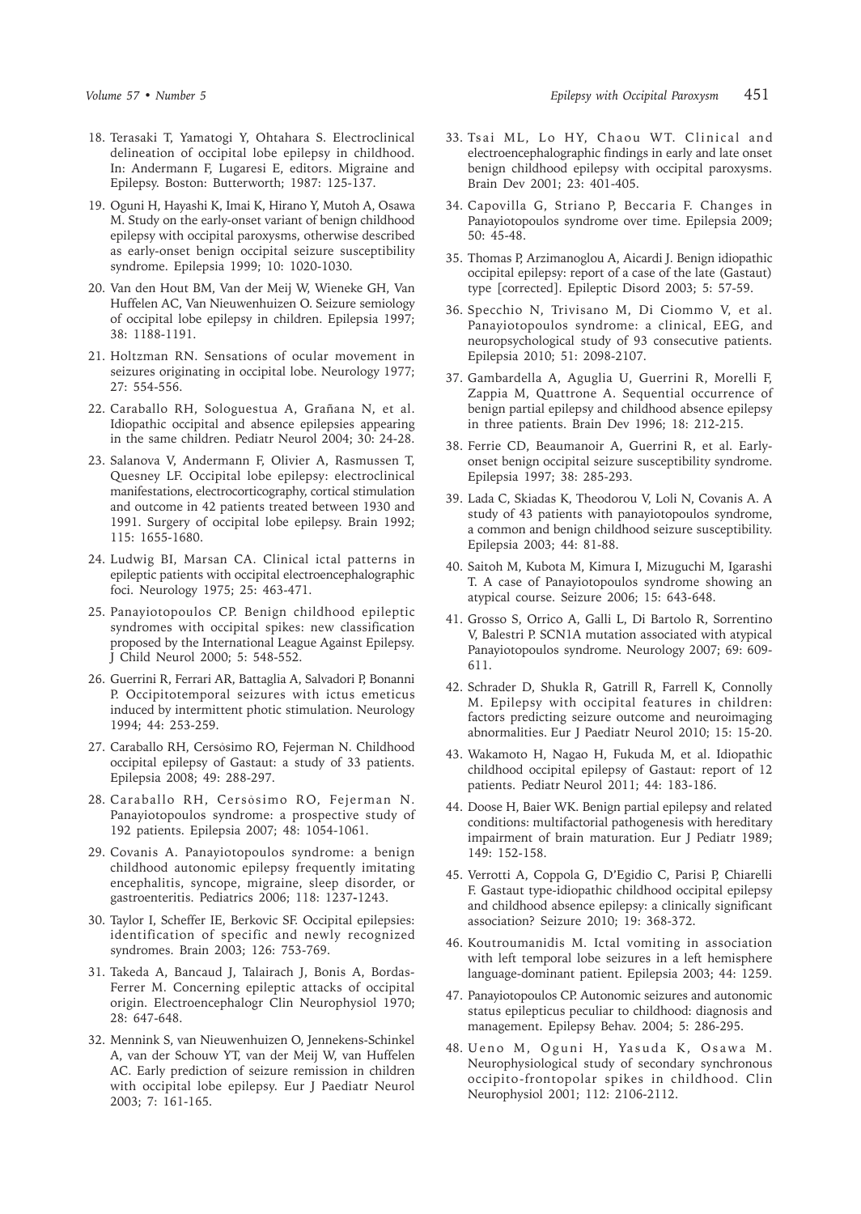18. Terasaki T, Yamatogi Y, Ohtahara S. Electroclinical delineation of occipital lobe epilepsy in childhood. In: Andermann F, Lugaresi E, editors. Migraine and Epilepsy. Boston: Butterworth; 1987: 125-137.

19. Oguni H, Hayashi K, Imai K, Hirano Y, Mutoh A, Osawa M. Study on the early-onset variant of benign childhood epilepsy with occipital paroxysms, otherwise described as early-onset benign occipital seizure susceptibility syndrome. Epilepsia 1999; 10: 1020-1030.

20. Van den Hout BM, Van der Meij W, Wieneke GH, Van Huffelen AC, Van Nieuwenhuizen O. Seizure semiology of occipital lobe epilepsy in children. Epilepsia 1997; 38: 1188-1191.

21. Holtzman RN. Sensations of ocular movement in seizures originating in occipital lobe. Neurology 1977; 27: 554-556.

22. Caraballo RH, Sologuestua A, Grañana N, et al. Idiopathic occipital and absence epilepsies appearing in the same children. Pediatr Neurol 2004; 30: 24-28.

23. Salanova V, Andermann F, Olivier A, Rasmussen T, Quesney LF. Occipital lobe epilepsy: electroclinical manifestations, electrocorticography, cortical stimulation and outcome in 42 patients treated between 1930 and 1991. Surgery of occipital lobe epilepsy. Brain 1992; 115: 1655-1680.

24. Ludwig BI, Marsan CA. Clinical ictal patterns in epileptic patients with occipital electroencephalographic foci. Neurology 1975; 25: 463-471.

25. Panayiotopoulos CP. Benign childhood epileptic syndromes with occipital spikes: new classification proposed by the International League Against Epilepsy. J Child Neurol 2000; 5: 548-552.

26. Guerrini R, Ferrari AR, Battaglia A, Salvadori P, Bonanni P. Occipitotemporal seizures with ictus emeticus induced by intermittent photic stimulation. Neurology 1994; 44: 253-259.

27. Caraballo RH, Cersósimo RO, Fejerman N. Childhood occipital epilepsy of Gastaut: a study of 33 patients. Epilepsia 2008; 49: 288-297.

28. Caraballo RH, Cersósimo RO, Fejerman N. Panayiotopoulos syndrome: a prospective study of 192 patients. Epilepsia 2007; 48: 1054-1061.

29. Covanis A. Panayiotopoulos syndrome: a benign childhood autonomic epilepsy frequently imitating encephalitis, syncope, migraine, sleep disorder, or gastroenteritis. Pediatrics 2006; 118: 1237-1243.

30. Taylor I, Scheffer IE, Berkovic SF. Occipital epilepsies: identification of specific and newly recognized syndromes. Brain 2003; 126: 753-769.

31. Takeda A, Bancaud J, Talairach J, Bonis A, Bordas-Ferrer M. Concerning epileptic attacks of occipital origin. Electroencephalogr Clin Neurophysiol 1970; 28: 647-648.

32. Mennink S, van Nieuwenhuizen O, Jennekens-Schinkel A, van der Schouw YT, van der Meij W, van Huffelen AC. Early prediction of seizure remission in children with occipital lobe epilepsy. Eur J Paediatr Neurol 2003; 7: 161-165.

33. Tsai ML, Lo HY, Chaou WT. Clinical and electroencephalographic findings in early and late onset benign childhood epilepsy with occipital paroxysms. Brain Dev 2001; 23: 401-405.

34. Capovilla G, Striano P, Beccaria F. Changes in Panayiotopoulos syndrome over time. Epilepsia 2009; 50: 45-48.

35. Thomas P, Arzimanoglou A, Aicardi J. Benign idiopathic occipital epilepsy: report of a case of the late (Gastaut) type [corrected]. Epileptic Disord 2003; 5: 57-59.

36. Specchio N, Trivisano M, Di Ciommo V, et al. Panayiotopoulos syndrome: a clinical, EEG, and neuropsychological study of 93 consecutive patients. Epilepsia 2010; 51: 2098-2107.

37. Gambardella A, Aguglia U, Guerrini R, Morelli F, Zappia M, Quattrone A. Sequential occurrence of benign partial epilepsy and childhood absence epilepsy in three patients. Brain Dev 1996; 18: 212-215.

38. Ferrie CD, Beaumanoir A, Guerrini R, et al. Early-onset benign occipital seizure susceptibility syndrome. Epilepsia 1997; 38: 285-293.

39. Lada C, Skiadas K, Theodorou V, Loli N, Covanis A. A study of 43 patients with panayiotopoulos syndrome, a common and benign childhood seizure susceptibility. Epilepsia 2003; 44: 81-88.

40. Saitoh M, Kubota M, Kimura I, Mizuguchi M, Igarashi T. A case of Panayiotopoulos syndrome showing an atypical course. Seizure 2006; 15: 643-648.

41. Grosso S, Orrico A, Galli L, Di Bartolo R, Sorrentino V, Balestri P. SCN1A mutation associated with atypical Panayiotopoulos syndrome. Neurology 2007; 69: 609-611.

42. Schrader D, Shukla R, Gatrill R, Farrell K, Connolly M. Epilepsy with occipital features in children: factors predicting seizure outcome and neuroimaging abnormalities. Eur J Paediatr Neurol 2010; 15: 15-20.

43. Wakamoto H, Nagao H, Fukuda M, et al. Idiopathic childhood occipital epilepsy of Gastaut: report of 12 patients. Pediatr Neurol 2011; 44: 183-186.

44. Doose H, Baier WK. Benign partial epilepsy and related conditions: multifactorial pathogenesis with hereditary impairment of brain maturation. Eur J Pediatr 1989; 149: 152-158.

45. Verrotti A, Coppola G, D'Egidio C, Parisi P, Chiarelli F. Gastaut type-idiopathic childhood occipital epilepsy and childhood absence epilepsy: a clinically significant association? Seizure 2010; 19: 368-372.

46. Koutroumanidis M. Ictal vomiting in association with left temporal lobe seizures in a left hemisphere language-dominant patient. Epilepsia 2003; 44: 1259.

47. Panayiotopoulos CP. Autonomic seizures and autonomic status epilepticus peculiar to childhood: diagnosis and management. Epilepsy Behav. 2004; 5: 286-295.

48. Ueno M, Oguni H, Yasuda K, Osawa M. Neurophysiological study of secondary synchronous occipito-frontopolar spikes in childhood. Clin Neurophysiol 2001; 112: 2106-2112.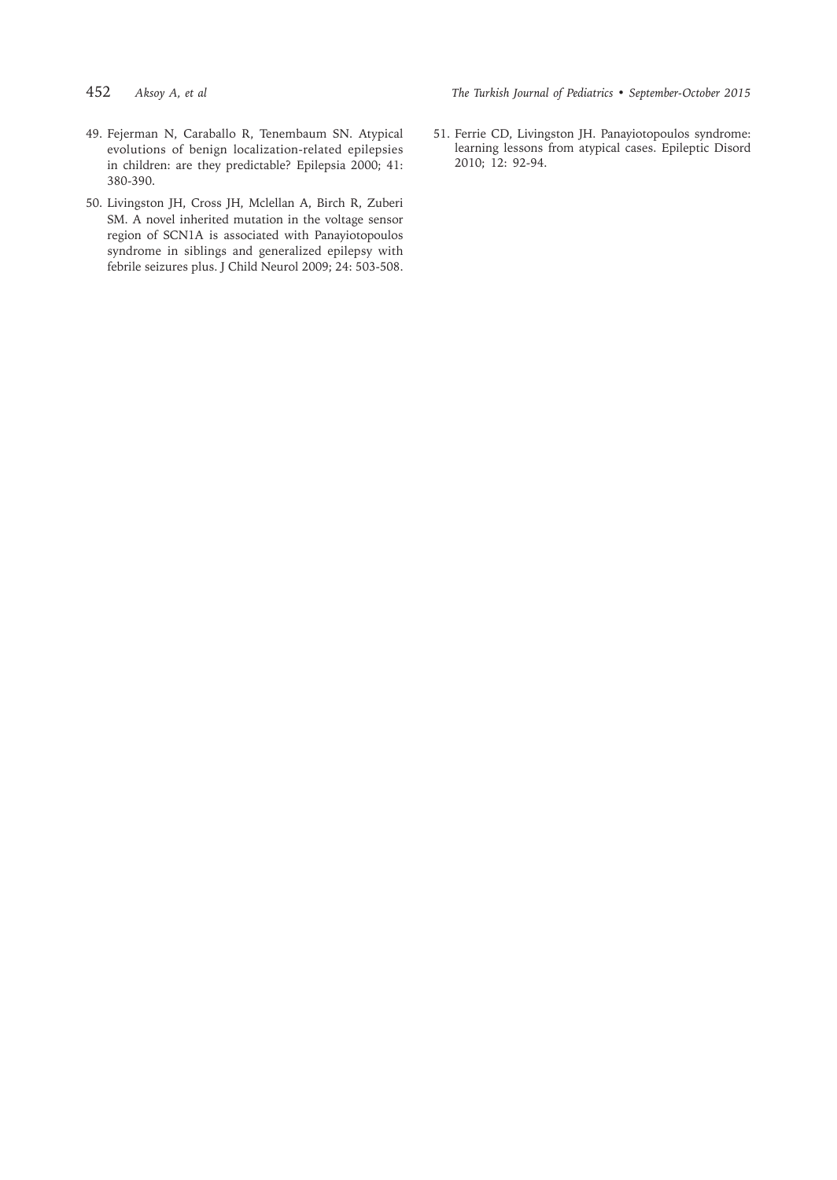49. Fejerman N, Caraballo R, Tenembaum SN. Atypical evolutions of benign localization-related epilepsies in children: are they predictable? Epilepsia 2000; 41: 380-390.

50. Livingston JH, Cross JH, Mclellan A, Birch R, Zuberi SM. A novel inherited mutation in the voltage sensor region of SCN1A is associated with Panayiotopoulos syndrome in siblings and generalized epilepsy with febrile seizures plus. J Child Neurol 2009; 24: 503-508.

51. Ferrie CD, Livingston JH. Panayiotopoulos syndrome: learning lessons from atypical cases. Epileptic Disord 2010; 12: 92-94.